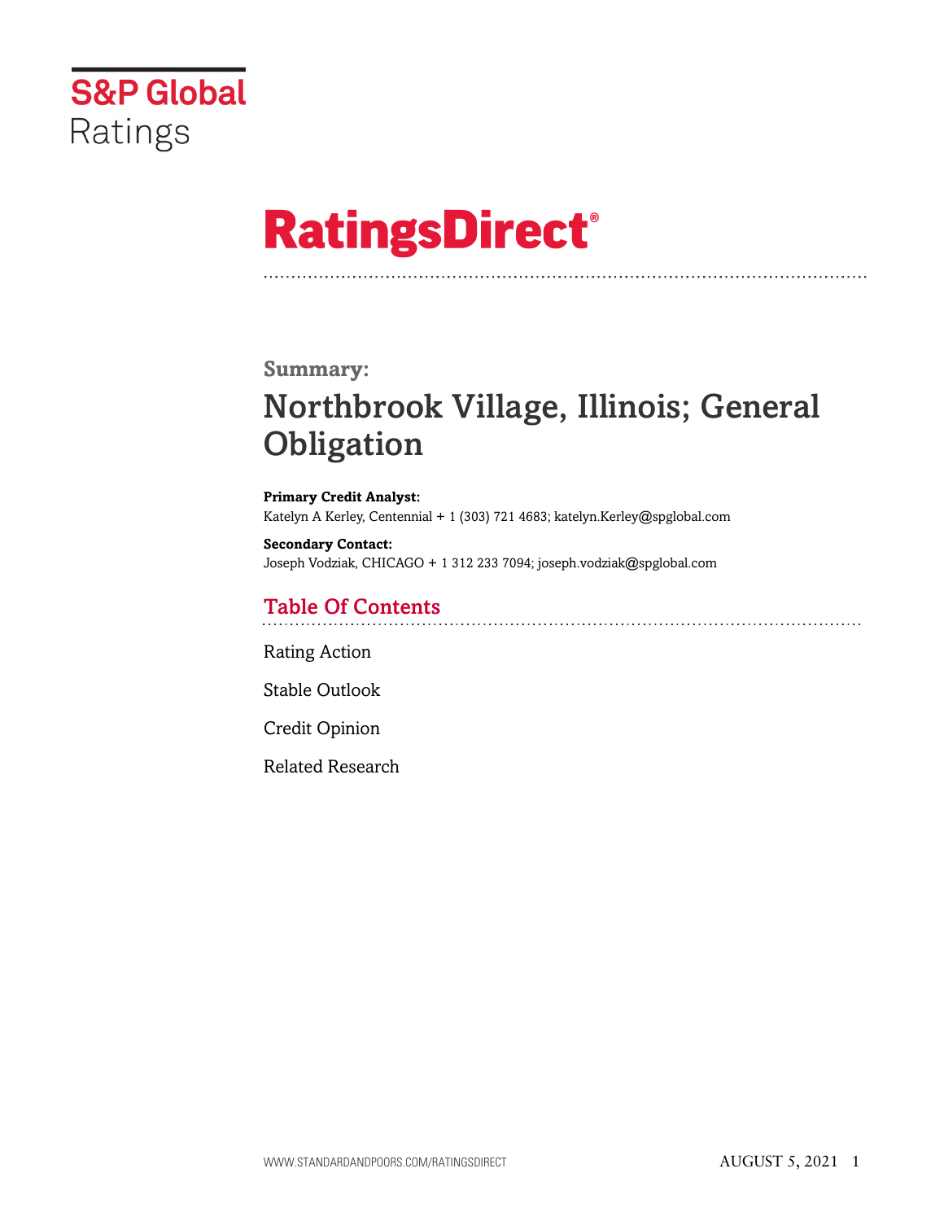S&P Global Ratings

# RatingsDirect®

**Summary:**

## Northbrook Village, Illinois; General Obligation

**Primary Credit Analyst:**
Katelyn A Kerley, Centennial + 1 (303) 721 4683; katelyn.Kerley@spglobal.com

**Secondary Contact:**
Joseph Vodziak, CHICAGO + 1 312 233 7094; joseph.vodziak@spglobal.com

## Table Of Contents

Rating Action

Stable Outlook

Credit Opinion

Related Research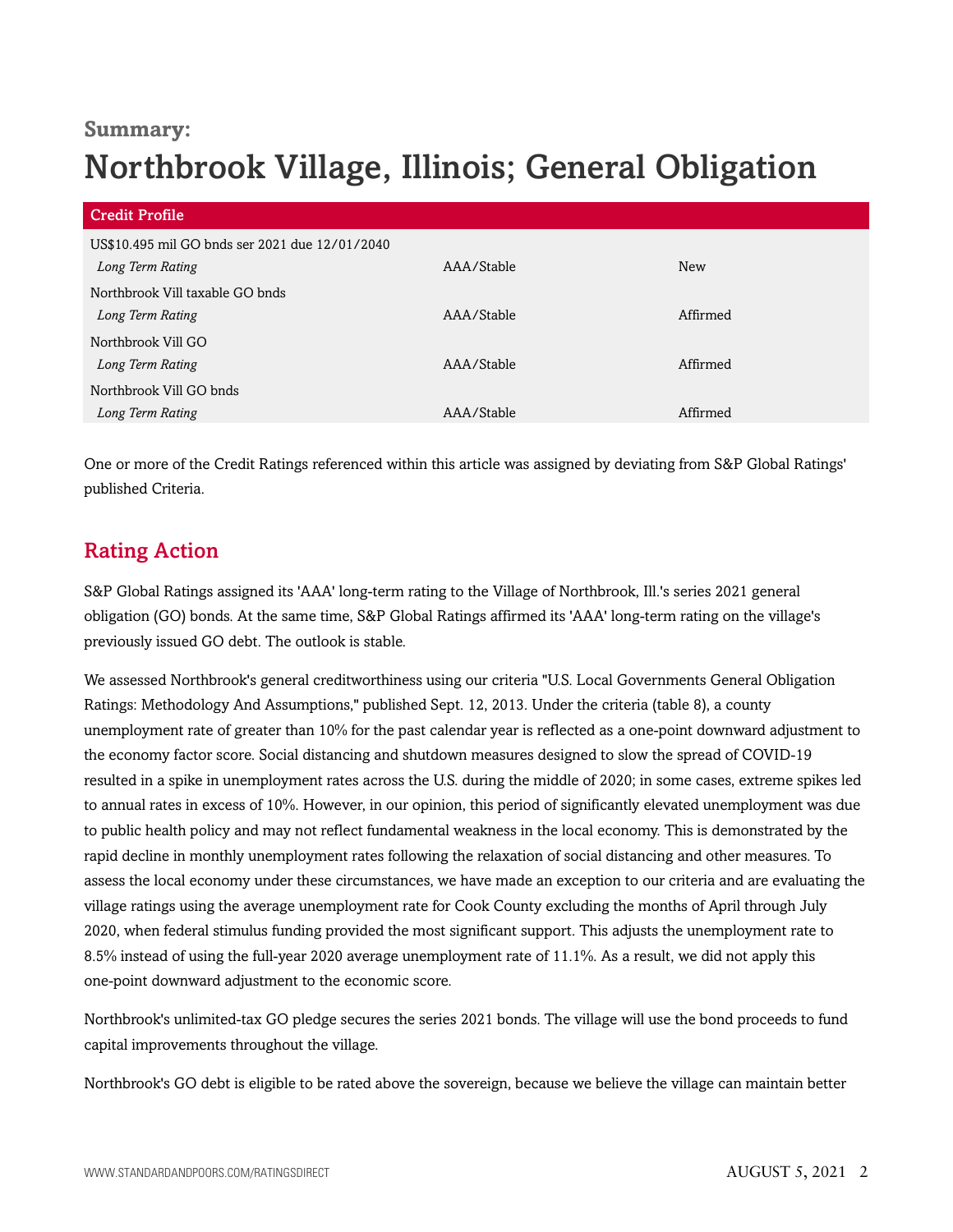**Summary:**

# Northbrook Village, Illinois; General Obligation

| Credit Profile | | |
|---|---|---|
| US$10.495 mil GO bnds ser 2021 due 12/01/2040 | | |
| *Long Term Rating* | AAA/Stable | New |
| Northbrook Vill taxable GO bnds | | |
| *Long Term Rating* | AAA/Stable | Affirmed |
| Northbrook Vill GO | | |
| *Long Term Rating* | AAA/Stable | Affirmed |
| Northbrook Vill GO bnds | | |
| *Long Term Rating* | AAA/Stable | Affirmed |

One or more of the Credit Ratings referenced within this article was assigned by deviating from S&P Global Ratings' published Criteria.

## Rating Action

S&P Global Ratings assigned its 'AAA' long-term rating to the Village of Northbrook, Ill.'s series 2021 general obligation (GO) bonds. At the same time, S&P Global Ratings affirmed its 'AAA' long-term rating on the village's previously issued GO debt. The outlook is stable.

We assessed Northbrook's general creditworthiness using our criteria "U.S. Local Governments General Obligation Ratings: Methodology And Assumptions," published Sept. 12, 2013. Under the criteria (table 8), a county unemployment rate of greater than 10% for the past calendar year is reflected as a one-point downward adjustment to the economy factor score. Social distancing and shutdown measures designed to slow the spread of COVID-19 resulted in a spike in unemployment rates across the U.S. during the middle of 2020; in some cases, extreme spikes led to annual rates in excess of 10%. However, in our opinion, this period of significantly elevated unemployment was due to public health policy and may not reflect fundamental weakness in the local economy. This is demonstrated by the rapid decline in monthly unemployment rates following the relaxation of social distancing and other measures. To assess the local economy under these circumstances, we have made an exception to our criteria and are evaluating the village ratings using the average unemployment rate for Cook County excluding the months of April through July 2020, when federal stimulus funding provided the most significant support. This adjusts the unemployment rate to 8.5% instead of using the full-year 2020 average unemployment rate of 11.1%. As a result, we did not apply this one-point downward adjustment to the economic score.

Northbrook's unlimited-tax GO pledge secures the series 2021 bonds. The village will use the bond proceeds to fund capital improvements throughout the village.

Northbrook's GO debt is eligible to be rated above the sovereign, because we believe the village can maintain better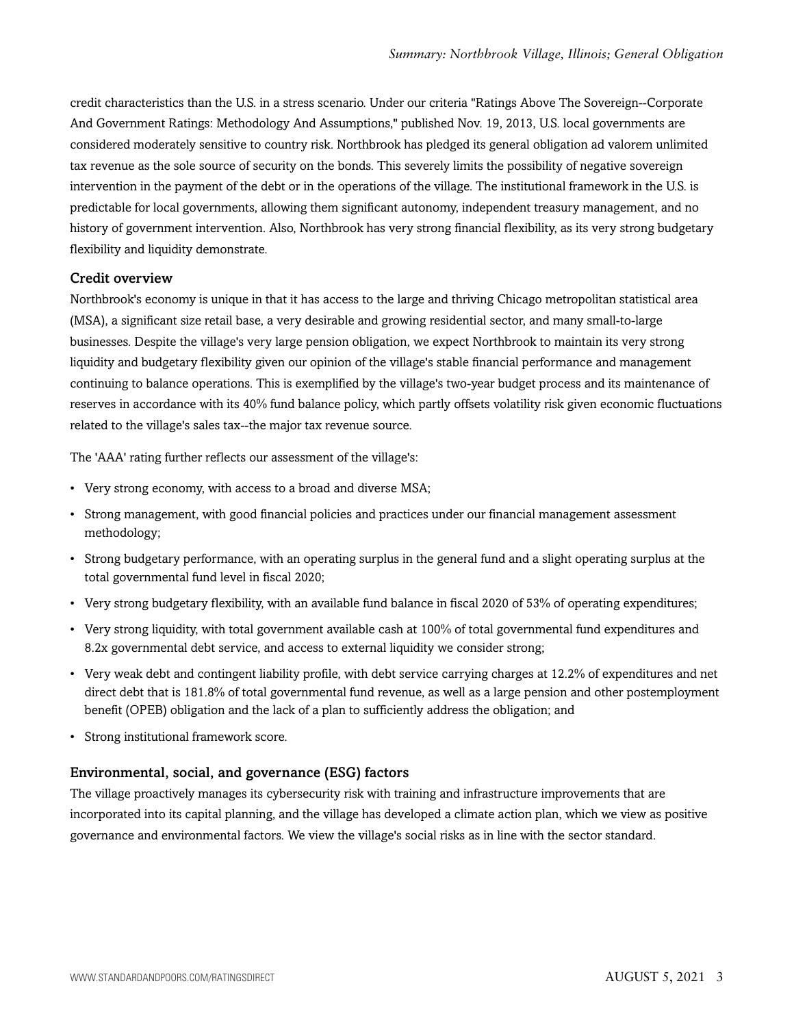credit characteristics than the U.S. in a stress scenario. Under our criteria "Ratings Above The Sovereign--Corporate And Government Ratings: Methodology And Assumptions," published Nov. 19, 2013, U.S. local governments are considered moderately sensitive to country risk. Northbrook has pledged its general obligation ad valorem unlimited tax revenue as the sole source of security on the bonds. This severely limits the possibility of negative sovereign intervention in the payment of the debt or in the operations of the village. The institutional framework in the U.S. is predictable for local governments, allowing them significant autonomy, independent treasury management, and no history of government intervention. Also, Northbrook has very strong financial flexibility, as its very strong budgetary flexibility and liquidity demonstrate.

### Credit overview

Northbrook's economy is unique in that it has access to the large and thriving Chicago metropolitan statistical area (MSA), a significant size retail base, a very desirable and growing residential sector, and many small-to-large businesses. Despite the village's very large pension obligation, we expect Northbrook to maintain its very strong liquidity and budgetary flexibility given our opinion of the village's stable financial performance and management continuing to balance operations. This is exemplified by the village's two-year budget process and its maintenance of reserves in accordance with its 40% fund balance policy, which partly offsets volatility risk given economic fluctuations related to the village's sales tax--the major tax revenue source.

The 'AAA' rating further reflects our assessment of the village's:

- Very strong economy, with access to a broad and diverse MSA;
- Strong management, with good financial policies and practices under our financial management assessment methodology;
- Strong budgetary performance, with an operating surplus in the general fund and a slight operating surplus at the total governmental fund level in fiscal 2020;
- Very strong budgetary flexibility, with an available fund balance in fiscal 2020 of 53% of operating expenditures;
- Very strong liquidity, with total government available cash at 100% of total governmental fund expenditures and 8.2x governmental debt service, and access to external liquidity we consider strong;
- Very weak debt and contingent liability profile, with debt service carrying charges at 12.2% of expenditures and net direct debt that is 181.8% of total governmental fund revenue, as well as a large pension and other postemployment benefit (OPEB) obligation and the lack of a plan to sufficiently address the obligation; and
- Strong institutional framework score.

### Environmental, social, and governance (ESG) factors

The village proactively manages its cybersecurity risk with training and infrastructure improvements that are incorporated into its capital planning, and the village has developed a climate action plan, which we view as positive governance and environmental factors. We view the village's social risks as in line with the sector standard.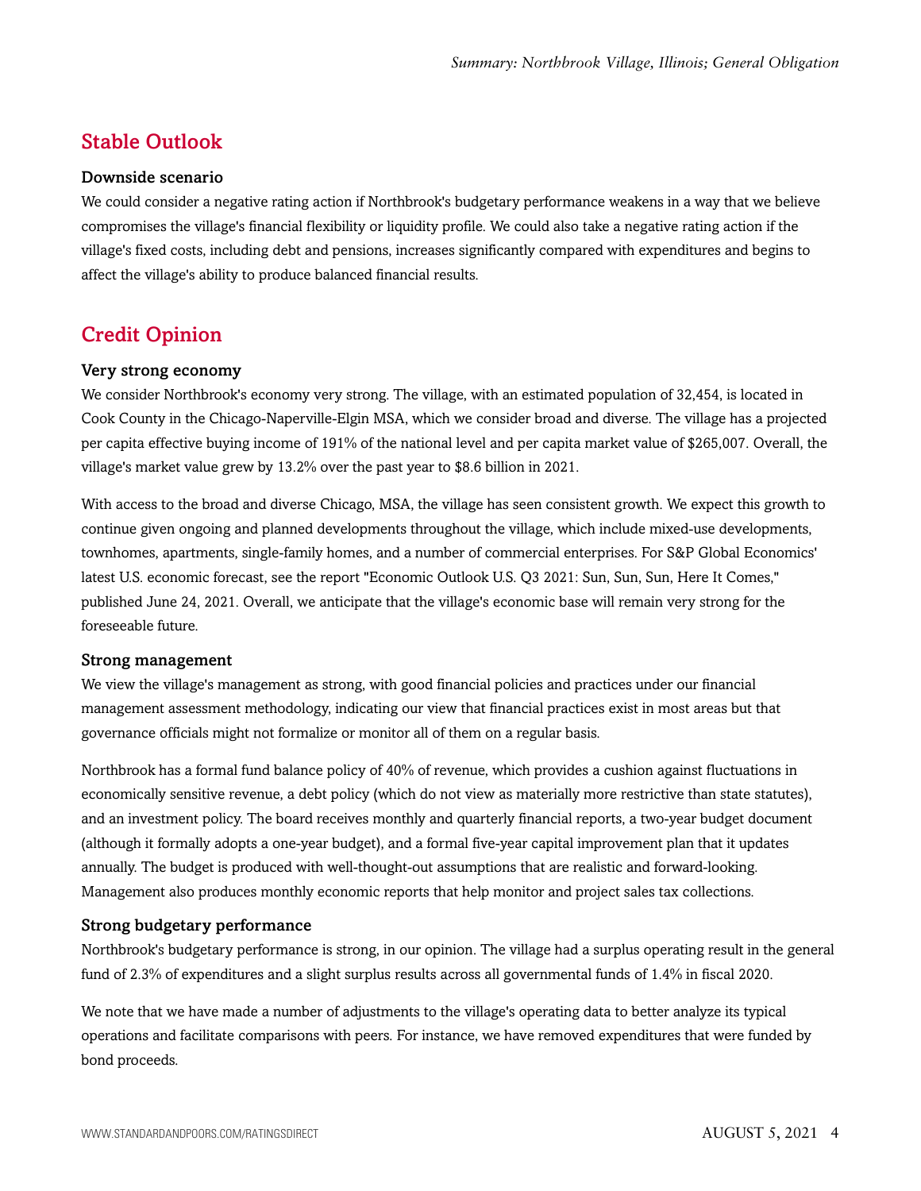## Stable Outlook

### Downside scenario

We could consider a negative rating action if Northbrook's budgetary performance weakens in a way that we believe compromises the village's financial flexibility or liquidity profile. We could also take a negative rating action if the village's fixed costs, including debt and pensions, increases significantly compared with expenditures and begins to affect the village's ability to produce balanced financial results.

## Credit Opinion

### Very strong economy

We consider Northbrook's economy very strong. The village, with an estimated population of 32,454, is located in Cook County in the Chicago-Naperville-Elgin MSA, which we consider broad and diverse. The village has a projected per capita effective buying income of 191% of the national level and per capita market value of $265,007. Overall, the village's market value grew by 13.2% over the past year to $8.6 billion in 2021.

With access to the broad and diverse Chicago, MSA, the village has seen consistent growth. We expect this growth to continue given ongoing and planned developments throughout the village, which include mixed-use developments, townhomes, apartments, single-family homes, and a number of commercial enterprises. For S&P Global Economics' latest U.S. economic forecast, see the report "Economic Outlook U.S. Q3 2021: Sun, Sun, Sun, Here It Comes," published June 24, 2021. Overall, we anticipate that the village's economic base will remain very strong for the foreseeable future.

### Strong management

We view the village's management as strong, with good financial policies and practices under our financial management assessment methodology, indicating our view that financial practices exist in most areas but that governance officials might not formalize or monitor all of them on a regular basis.

Northbrook has a formal fund balance policy of 40% of revenue, which provides a cushion against fluctuations in economically sensitive revenue, a debt policy (which do not view as materially more restrictive than state statutes), and an investment policy. The board receives monthly and quarterly financial reports, a two-year budget document (although it formally adopts a one-year budget), and a formal five-year capital improvement plan that it updates annually. The budget is produced with well-thought-out assumptions that are realistic and forward-looking. Management also produces monthly economic reports that help monitor and project sales tax collections.

### Strong budgetary performance

Northbrook's budgetary performance is strong, in our opinion. The village had a surplus operating result in the general fund of 2.3% of expenditures and a slight surplus results across all governmental funds of 1.4% in fiscal 2020.

We note that we have made a number of adjustments to the village's operating data to better analyze its typical operations and facilitate comparisons with peers. For instance, we have removed expenditures that were funded by bond proceeds.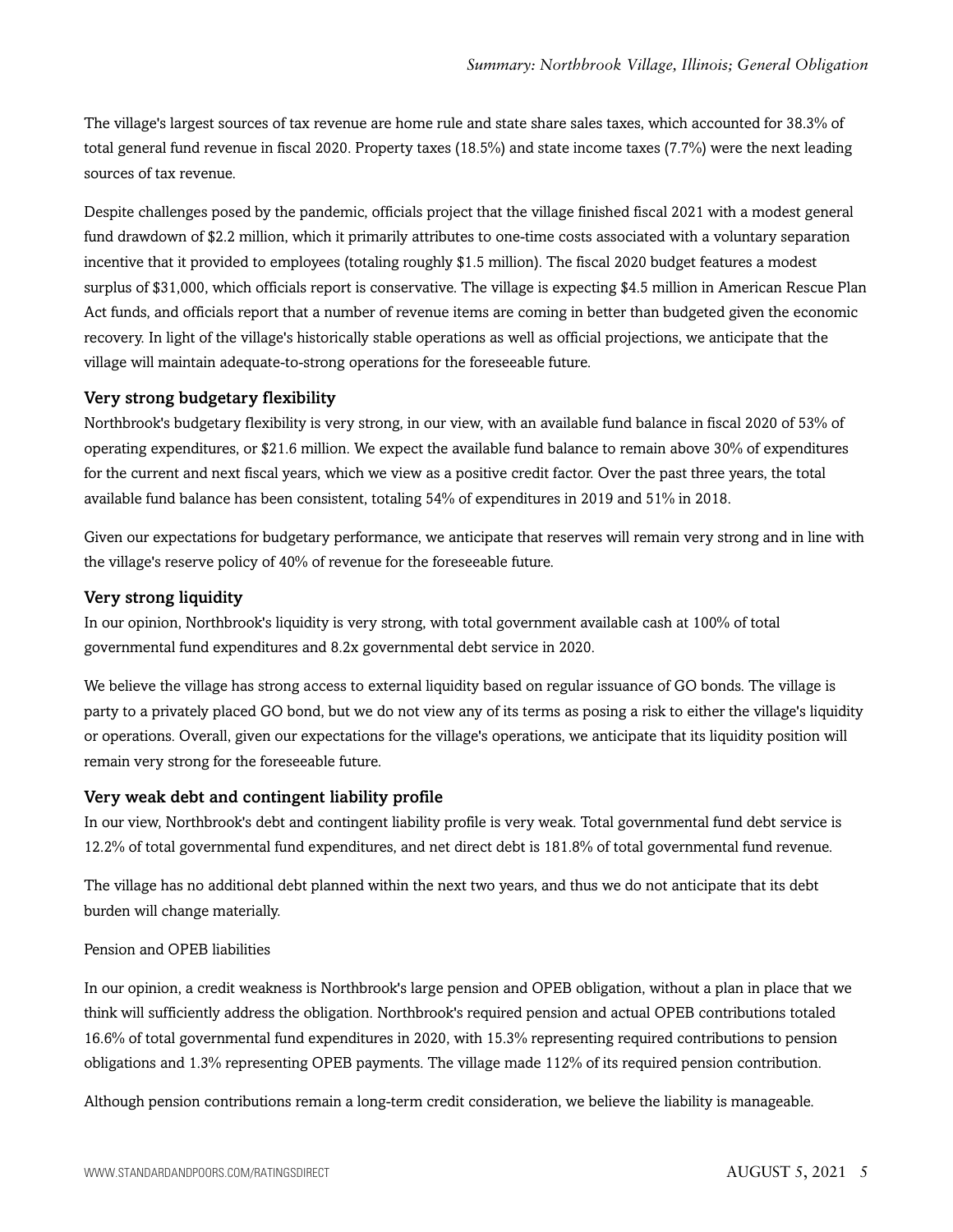The village's largest sources of tax revenue are home rule and state share sales taxes, which accounted for 38.3% of total general fund revenue in fiscal 2020. Property taxes (18.5%) and state income taxes (7.7%) were the next leading sources of tax revenue.

Despite challenges posed by the pandemic, officials project that the village finished fiscal 2021 with a modest general fund drawdown of $2.2 million, which it primarily attributes to one-time costs associated with a voluntary separation incentive that it provided to employees (totaling roughly $1.5 million). The fiscal 2020 budget features a modest surplus of $31,000, which officials report is conservative. The village is expecting $4.5 million in American Rescue Plan Act funds, and officials report that a number of revenue items are coming in better than budgeted given the economic recovery. In light of the village's historically stable operations as well as official projections, we anticipate that the village will maintain adequate-to-strong operations for the foreseeable future.

### Very strong budgetary flexibility

Northbrook's budgetary flexibility is very strong, in our view, with an available fund balance in fiscal 2020 of 53% of operating expenditures, or $21.6 million. We expect the available fund balance to remain above 30% of expenditures for the current and next fiscal years, which we view as a positive credit factor. Over the past three years, the total available fund balance has been consistent, totaling 54% of expenditures in 2019 and 51% in 2018.

Given our expectations for budgetary performance, we anticipate that reserves will remain very strong and in line with the village's reserve policy of 40% of revenue for the foreseeable future.

### Very strong liquidity

In our opinion, Northbrook's liquidity is very strong, with total government available cash at 100% of total governmental fund expenditures and 8.2x governmental debt service in 2020.

We believe the village has strong access to external liquidity based on regular issuance of GO bonds. The village is party to a privately placed GO bond, but we do not view any of its terms as posing a risk to either the village's liquidity or operations. Overall, given our expectations for the village's operations, we anticipate that its liquidity position will remain very strong for the foreseeable future.

### Very weak debt and contingent liability profile

In our view, Northbrook's debt and contingent liability profile is very weak. Total governmental fund debt service is 12.2% of total governmental fund expenditures, and net direct debt is 181.8% of total governmental fund revenue.

The village has no additional debt planned within the next two years, and thus we do not anticipate that its debt burden will change materially.

Pension and OPEB liabilities

In our opinion, a credit weakness is Northbrook's large pension and OPEB obligation, without a plan in place that we think will sufficiently address the obligation. Northbrook's required pension and actual OPEB contributions totaled 16.6% of total governmental fund expenditures in 2020, with 15.3% representing required contributions to pension obligations and 1.3% representing OPEB payments. The village made 112% of its required pension contribution.

Although pension contributions remain a long-term credit consideration, we believe the liability is manageable.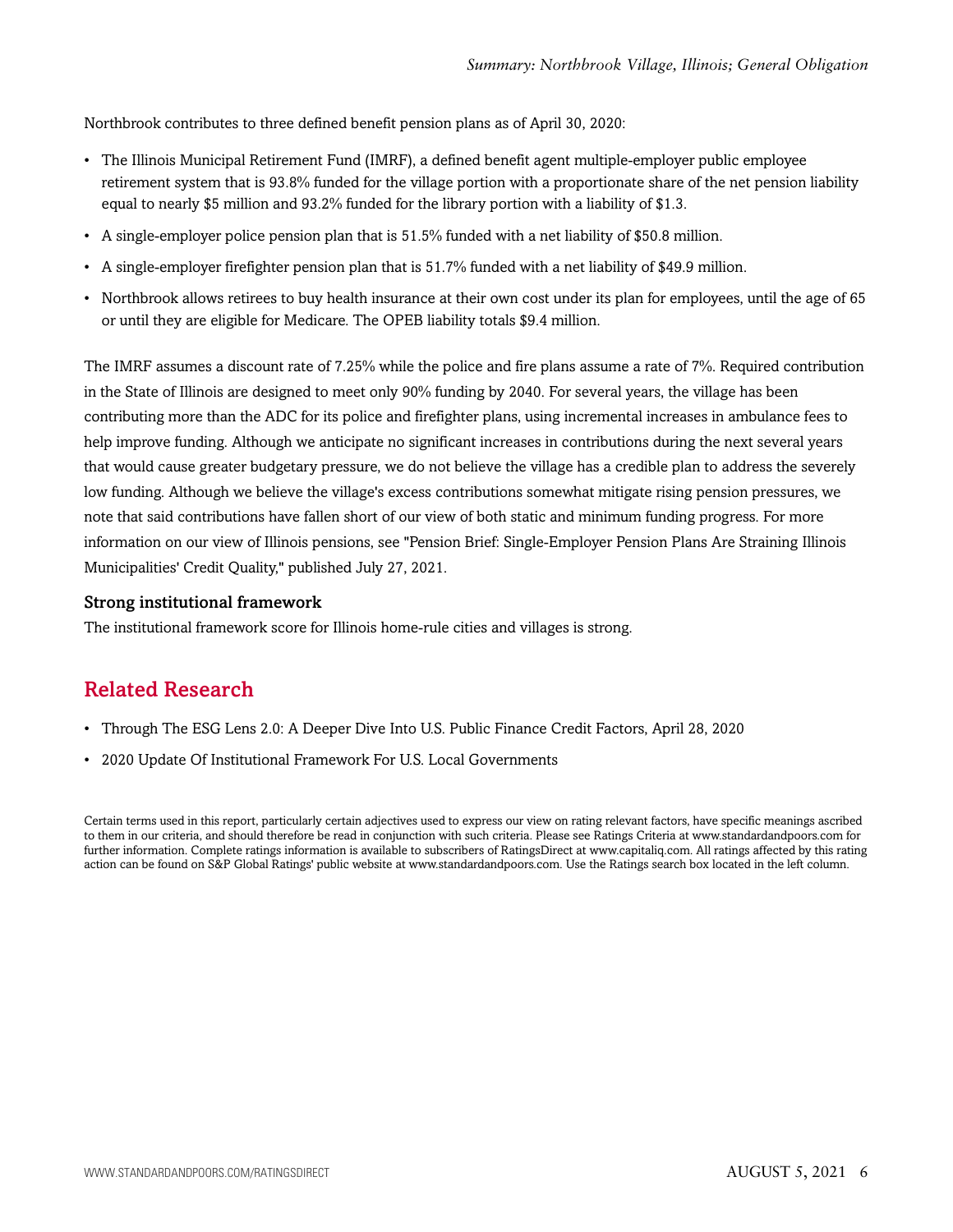Northbrook contributes to three defined benefit pension plans as of April 30, 2020:

- The Illinois Municipal Retirement Fund (IMRF), a defined benefit agent multiple-employer public employee retirement system that is 93.8% funded for the village portion with a proportionate share of the net pension liability equal to nearly $5 million and 93.2% funded for the library portion with a liability of $1.3.
- A single-employer police pension plan that is 51.5% funded with a net liability of $50.8 million.
- A single-employer firefighter pension plan that is 51.7% funded with a net liability of $49.9 million.
- Northbrook allows retirees to buy health insurance at their own cost under its plan for employees, until the age of 65 or until they are eligible for Medicare. The OPEB liability totals $9.4 million.

The IMRF assumes a discount rate of 7.25% while the police and fire plans assume a rate of 7%. Required contribution in the State of Illinois are designed to meet only 90% funding by 2040. For several years, the village has been contributing more than the ADC for its police and firefighter plans, using incremental increases in ambulance fees to help improve funding. Although we anticipate no significant increases in contributions during the next several years that would cause greater budgetary pressure, we do not believe the village has a credible plan to address the severely low funding. Although we believe the village's excess contributions somewhat mitigate rising pension pressures, we note that said contributions have fallen short of our view of both static and minimum funding progress. For more information on our view of Illinois pensions, see "Pension Brief: Single-Employer Pension Plans Are Straining Illinois Municipalities' Credit Quality," published July 27, 2021.

### Strong institutional framework

The institutional framework score for Illinois home-rule cities and villages is strong.

## Related Research

- Through The ESG Lens 2.0: A Deeper Dive Into U.S. Public Finance Credit Factors, April 28, 2020
- 2020 Update Of Institutional Framework For U.S. Local Governments

Certain terms used in this report, particularly certain adjectives used to express our view on rating relevant factors, have specific meanings ascribed to them in our criteria, and should therefore be read in conjunction with such criteria. Please see Ratings Criteria at www.standardandpoors.com for further information. Complete ratings information is available to subscribers of RatingsDirect at www.capitaliq.com. All ratings affected by this rating action can be found on S&P Global Ratings' public website at www.standardandpoors.com. Use the Ratings search box located in the left column.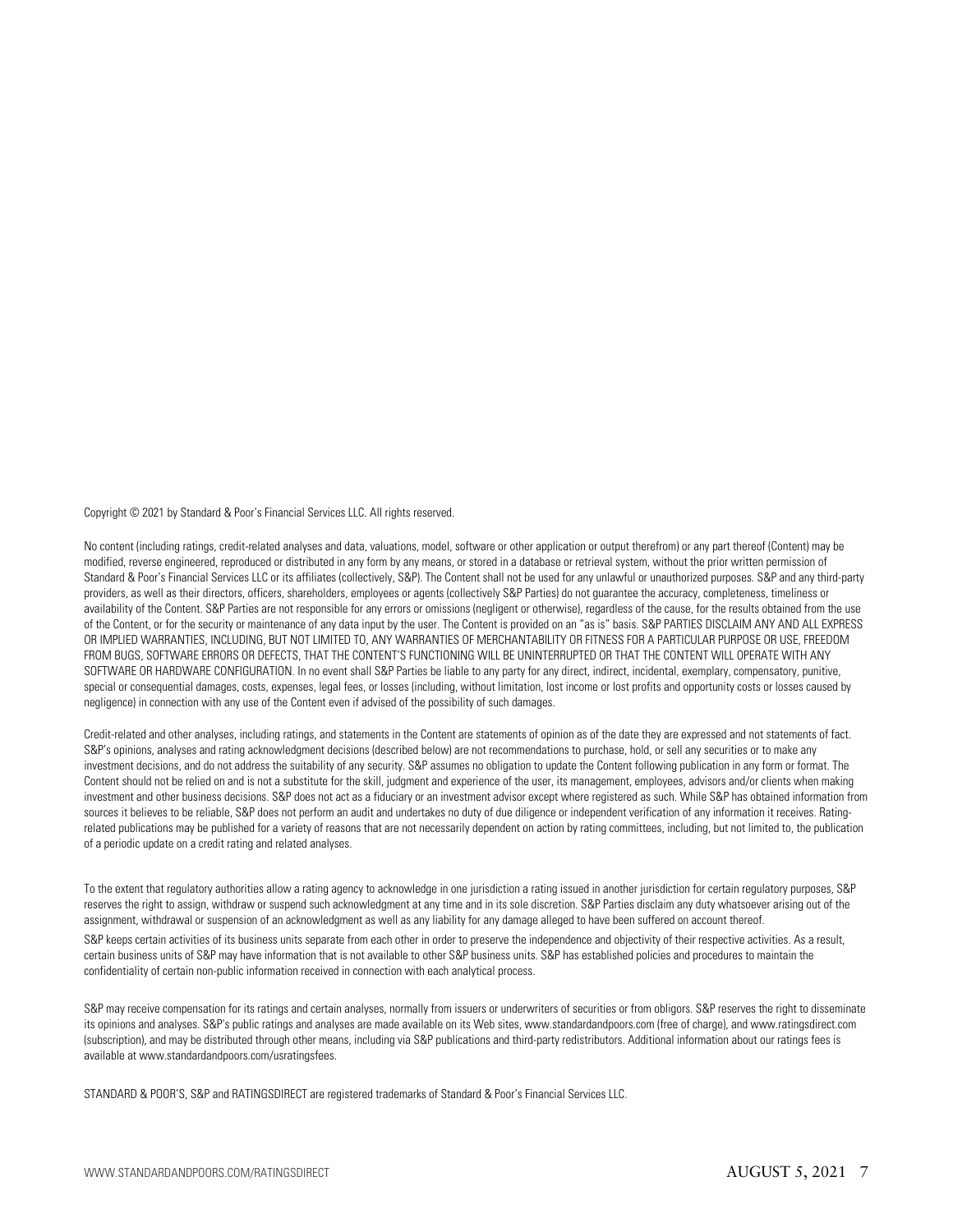Copyright © 2021 by Standard & Poor's Financial Services LLC. All rights reserved.

No content (including ratings, credit-related analyses and data, valuations, model, software or other application or output therefrom) or any part thereof (Content) may be modified, reverse engineered, reproduced or distributed in any form by any means, or stored in a database or retrieval system, without the prior written permission of Standard & Poor's Financial Services LLC or its affiliates (collectively, S&P). The Content shall not be used for any unlawful or unauthorized purposes. S&P and any third-party providers, as well as their directors, officers, shareholders, employees or agents (collectively S&P Parties) do not guarantee the accuracy, completeness, timeliness or availability of the Content. S&P Parties are not responsible for any errors or omissions (negligent or otherwise), regardless of the cause, for the results obtained from the use of the Content, or for the security or maintenance of any data input by the user. The Content is provided on an "as is" basis. S&P PARTIES DISCLAIM ANY AND ALL EXPRESS OR IMPLIED WARRANTIES, INCLUDING, BUT NOT LIMITED TO, ANY WARRANTIES OF MERCHANTABILITY OR FITNESS FOR A PARTICULAR PURPOSE OR USE, FREEDOM FROM BUGS, SOFTWARE ERRORS OR DEFECTS, THAT THE CONTENT'S FUNCTIONING WILL BE UNINTERRUPTED OR THAT THE CONTENT WILL OPERATE WITH ANY SOFTWARE OR HARDWARE CONFIGURATION. In no event shall S&P Parties be liable to any party for any direct, indirect, incidental, exemplary, compensatory, punitive, special or consequential damages, costs, expenses, legal fees, or losses (including, without limitation, lost income or lost profits and opportunity costs or losses caused by negligence) in connection with any use of the Content even if advised of the possibility of such damages.

Credit-related and other analyses, including ratings, and statements in the Content are statements of opinion as of the date they are expressed and not statements of fact. S&P's opinions, analyses and rating acknowledgment decisions (described below) are not recommendations to purchase, hold, or sell any securities or to make any investment decisions, and do not address the suitability of any security. S&P assumes no obligation to update the Content following publication in any form or format. The Content should not be relied on and is not a substitute for the skill, judgment and experience of the user, its management, employees, advisors and/or clients when making investment and other business decisions. S&P does not act as a fiduciary or an investment advisor except where registered as such. While S&P has obtained information from sources it believes to be reliable, S&P does not perform an audit and undertakes no duty of due diligence or independent verification of any information it receives. Rating-related publications may be published for a variety of reasons that are not necessarily dependent on action by rating committees, including, but not limited to, the publication of a periodic update on a credit rating and related analyses.

To the extent that regulatory authorities allow a rating agency to acknowledge in one jurisdiction a rating issued in another jurisdiction for certain regulatory purposes, S&P reserves the right to assign, withdraw or suspend such acknowledgment at any time and in its sole discretion. S&P Parties disclaim any duty whatsoever arising out of the assignment, withdrawal or suspension of an acknowledgment as well as any liability for any damage alleged to have been suffered on account thereof.

S&P keeps certain activities of its business units separate from each other in order to preserve the independence and objectivity of their respective activities. As a result, certain business units of S&P may have information that is not available to other S&P business units. S&P has established policies and procedures to maintain the confidentiality of certain non-public information received in connection with each analytical process.

S&P may receive compensation for its ratings and certain analyses, normally from issuers or underwriters of securities or from obligors. S&P reserves the right to disseminate its opinions and analyses. S&P's public ratings and analyses are made available on its Web sites, www.standardandpoors.com (free of charge), and www.ratingsdirect.com (subscription), and may be distributed through other means, including via S&P publications and third-party redistributors. Additional information about our ratings fees is available at www.standardandpoors.com/usratingsfees.

STANDARD & POOR'S, S&P and RATINGSDIRECT are registered trademarks of Standard & Poor's Financial Services LLC.